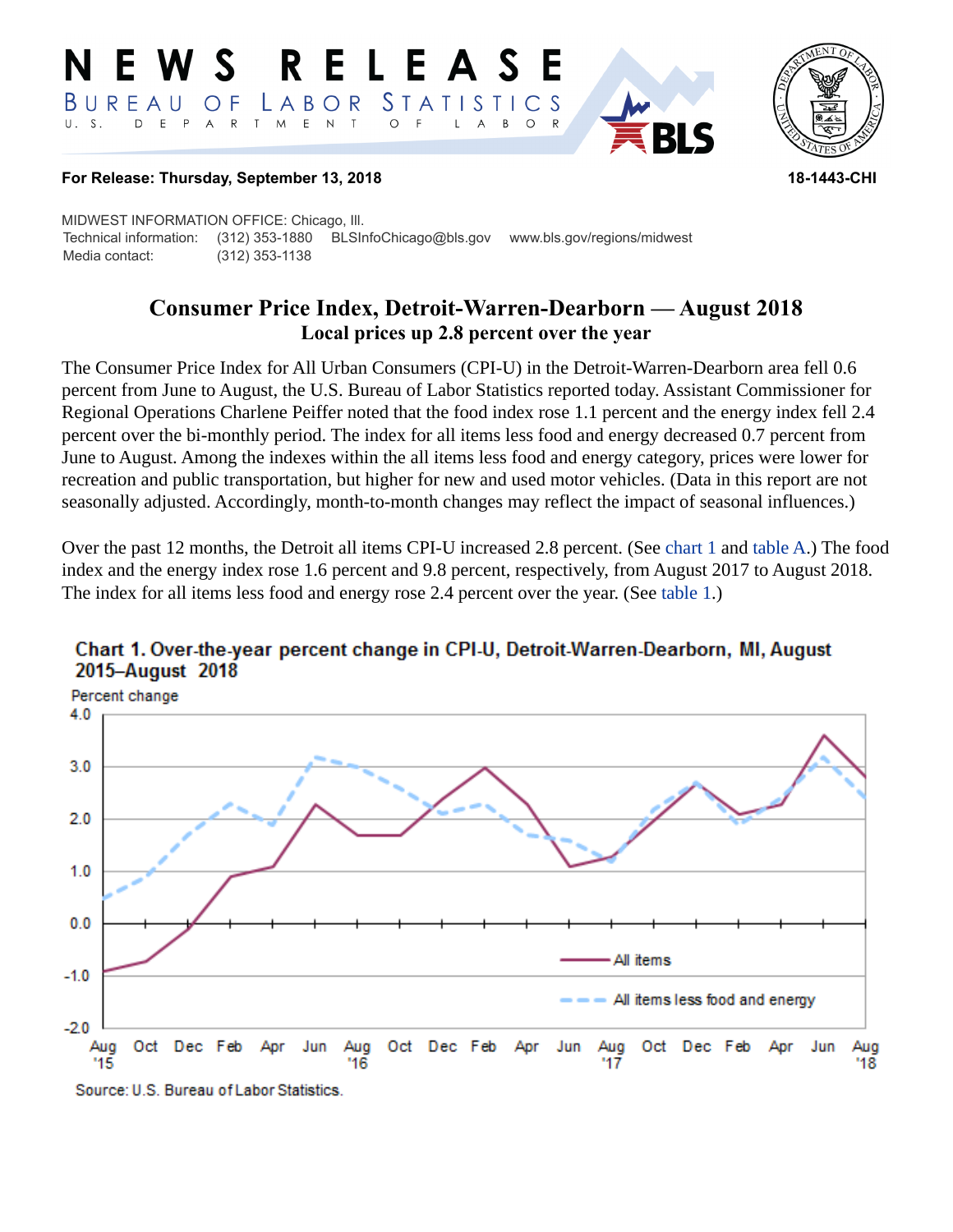# NEWS RELEASE

BUREAU OF LABOR STATISTICS
U. S. DEPARTMENT OF LABOR

**For Release: Thursday, September 13, 2018** **18-1443-CHI**

MIDWEST INFORMATION OFFICE: Chicago, Ill.
Technical information: (312) 353-1880 BLSInfoChicago@bls.gov www.bls.gov/regions/midwest
Media contact: (312) 353-1138

## Consumer Price Index, Detroit-Warren-Dearborn — August 2018
### Local prices up 2.8 percent over the year

The Consumer Price Index for All Urban Consumers (CPI-U) in the Detroit-Warren-Dearborn area fell 0.6 percent from June to August, the U.S. Bureau of Labor Statistics reported today. Assistant Commissioner for Regional Operations Charlene Peiffer noted that the food index rose 1.1 percent and the energy index fell 2.4 percent over the bi-monthly period. The index for all items less food and energy decreased 0.7 percent from June to August. Among the indexes within the all items less food and energy category, prices were lower for recreation and public transportation, but higher for new and used motor vehicles. (Data in this report are not seasonally adjusted. Accordingly, month-to-month changes may reflect the impact of seasonal influences.)

Over the past 12 months, the Detroit all items CPI-U increased 2.8 percent. (See chart 1 and table A.) The food index and the energy index rose 1.6 percent and 9.8 percent, respectively, from August 2017 to August 2018. The index for all items less food and energy rose 2.4 percent over the year. (See table 1.)

**Chart 1. Over-the-year percent change in CPI-U, Detroit-Warren-Dearborn, MI, August 2015–August 2018**

Source: U.S. Bureau of Labor Statistics.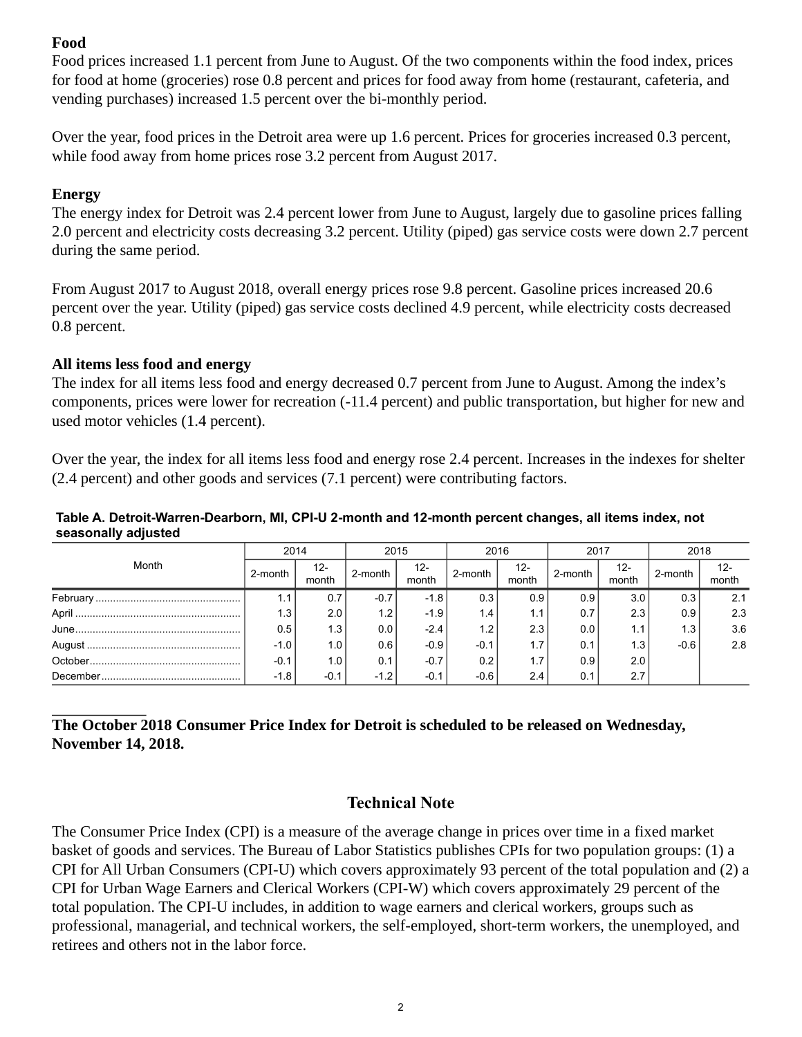### Food

Food prices increased 1.1 percent from June to August. Of the two components within the food index, prices for food at home (groceries) rose 0.8 percent and prices for food away from home (restaurant, cafeteria, and vending purchases) increased 1.5 percent over the bi-monthly period.

Over the year, food prices in the Detroit area were up 1.6 percent. Prices for groceries increased 0.3 percent, while food away from home prices rose 3.2 percent from August 2017.

### Energy

The energy index for Detroit was 2.4 percent lower from June to August, largely due to gasoline prices falling 2.0 percent and electricity costs decreasing 3.2 percent. Utility (piped) gas service costs were down 2.7 percent during the same period.

From August 2017 to August 2018, overall energy prices rose 9.8 percent. Gasoline prices increased 20.6 percent over the year. Utility (piped) gas service costs declined 4.9 percent, while electricity costs decreased 0.8 percent.

### All items less food and energy

The index for all items less food and energy decreased 0.7 percent from June to August. Among the index's components, prices were lower for recreation (-11.4 percent) and public transportation, but higher for new and used motor vehicles (1.4 percent).

Over the year, the index for all items less food and energy rose 2.4 percent. Increases in the indexes for shelter (2.4 percent) and other goods and services (7.1 percent) were contributing factors.

**Table A. Detroit-Warren-Dearborn, MI, CPI-U 2-month and 12-month percent changes, all items index, not seasonally adjusted**

| Month | 2014 | | 2015 | | 2016 | | 2017 | | 2018 | |
|---|---|---|---|---|---|---|---|---|---|---|
| | 2-month | 12-month | 2-month | 12-month | 2-month | 12-month | 2-month | 12-month | 2-month | 12-month |
| February | 1.1 | 0.7 | -0.7 | -1.8 | 0.3 | 0.9 | 0.9 | 3.0 | 0.3 | 2.1 |
| April | 1.3 | 2.0 | 1.2 | -1.9 | 1.4 | 1.1 | 0.7 | 2.3 | 0.9 | 2.3 |
| June | 0.5 | 1.3 | 0.0 | -2.4 | 1.2 | 2.3 | 0.0 | 1.1 | 1.3 | 3.6 |
| August | -1.0 | 1.0 | 0.6 | -0.9 | -0.1 | 1.7 | 0.1 | 1.3 | -0.6 | 2.8 |
| October | -0.1 | 1.0 | 0.1 | -0.7 | 0.2 | 1.7 | 0.9 | 2.0 | | |
| December | -1.8 | -0.1 | -1.2 | -0.1 | -0.6 | 2.4 | 0.1 | 2.7 | | |

**The October 2018 Consumer Price Index for Detroit is scheduled to be released on Wednesday, November 14, 2018.**

## Technical Note

The Consumer Price Index (CPI) is a measure of the average change in prices over time in a fixed market basket of goods and services. The Bureau of Labor Statistics publishes CPIs for two population groups: (1) a CPI for All Urban Consumers (CPI-U) which covers approximately 93 percent of the total population and (2) a CPI for Urban Wage Earners and Clerical Workers (CPI-W) which covers approximately 29 percent of the total population. The CPI-U includes, in addition to wage earners and clerical workers, groups such as professional, managerial, and technical workers, the self-employed, short-term workers, the unemployed, and retirees and others not in the labor force.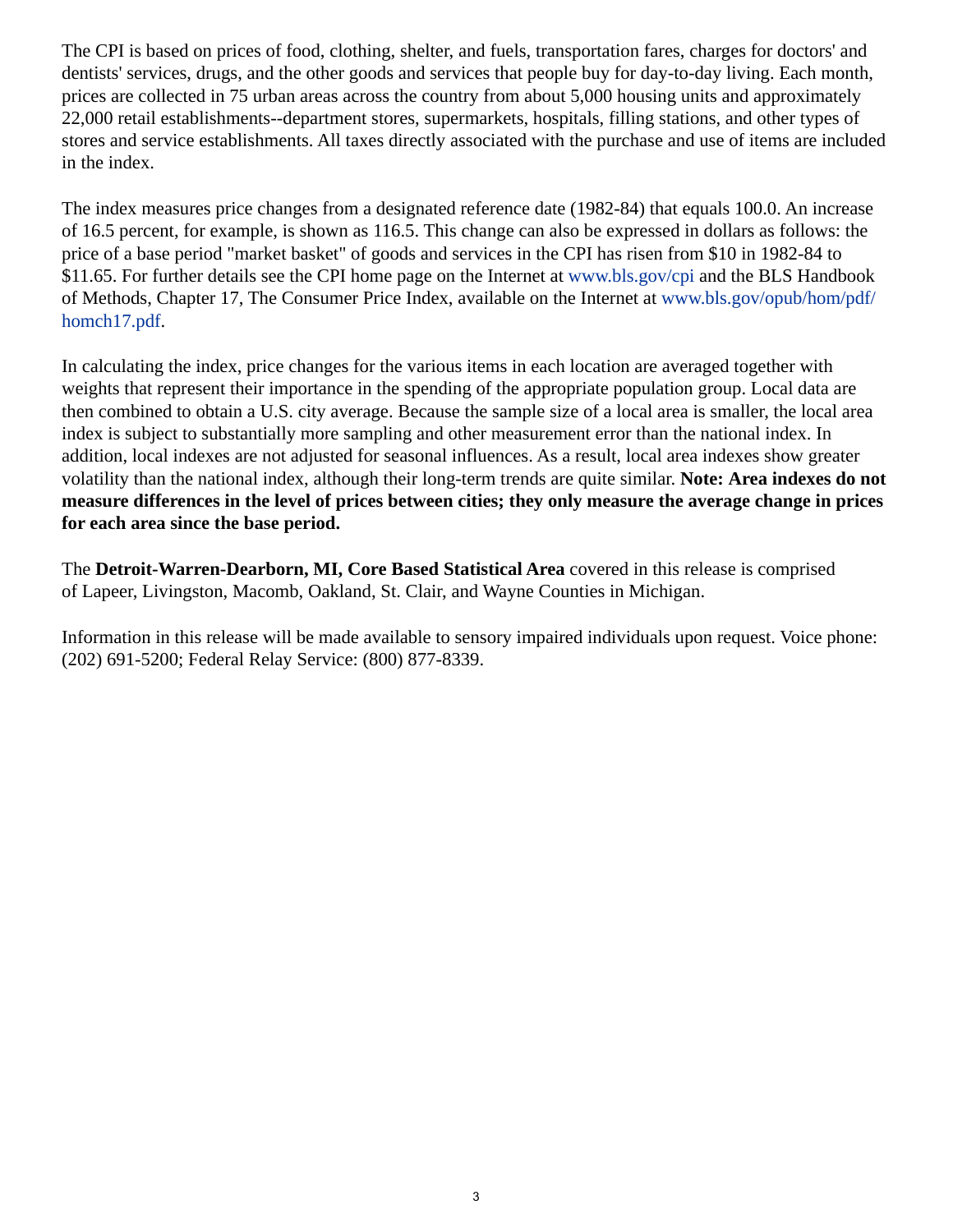The CPI is based on prices of food, clothing, shelter, and fuels, transportation fares, charges for doctors' and dentists' services, drugs, and the other goods and services that people buy for day-to-day living. Each month, prices are collected in 75 urban areas across the country from about 5,000 housing units and approximately 22,000 retail establishments--department stores, supermarkets, hospitals, filling stations, and other types of stores and service establishments. All taxes directly associated with the purchase and use of items are included in the index.

The index measures price changes from a designated reference date (1982-84) that equals 100.0. An increase of 16.5 percent, for example, is shown as 116.5. This change can also be expressed in dollars as follows: the price of a base period "market basket" of goods and services in the CPI has risen from $10 in 1982-84 to $11.65. For further details see the CPI home page on the Internet at www.bls.gov/cpi and the BLS Handbook of Methods, Chapter 17, The Consumer Price Index, available on the Internet at www.bls.gov/opub/hom/pdf/homch17.pdf.

In calculating the index, price changes for the various items in each location are averaged together with weights that represent their importance in the spending of the appropriate population group. Local data are then combined to obtain a U.S. city average. Because the sample size of a local area is smaller, the local area index is subject to substantially more sampling and other measurement error than the national index. In addition, local indexes are not adjusted for seasonal influences. As a result, local area indexes show greater volatility than the national index, although their long-term trends are quite similar. **Note: Area indexes do not measure differences in the level of prices between cities; they only measure the average change in prices for each area since the base period.**

The **Detroit-Warren-Dearborn, MI, Core Based Statistical Area** covered in this release is comprised of Lapeer, Livingston, Macomb, Oakland, St. Clair, and Wayne Counties in Michigan.

Information in this release will be made available to sensory impaired individuals upon request. Voice phone: (202) 691-5200; Federal Relay Service: (800) 877-8339.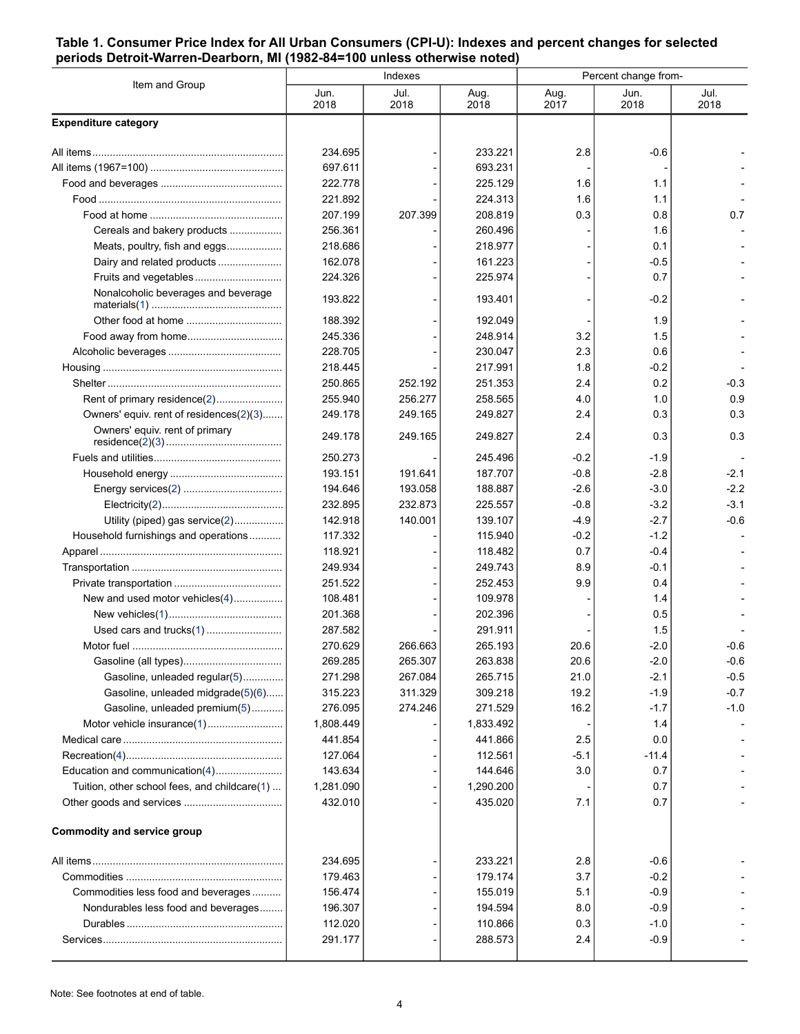**Table 1. Consumer Price Index for All Urban Consumers (CPI-U): Indexes and percent changes for selected periods Detroit-Warren-Dearborn, MI (1982-84=100 unless otherwise noted)**

| Item and Group | Indexes | | | Percent change from- | | |
|---|---|---|---|---|---|---|
| | Jun. 2018 | Jul. 2018 | Aug. 2018 | Aug. 2017 | Jun. 2018 | Jul. 2018 |
| **Expenditure category** | | | | | | |
| All items | 234.695 | - | 233.221 | 2.8 | -0.6 | - |
| All items (1967=100) | 697.611 | - | 693.231 | - | - | - |
| Food and beverages | 222.778 | - | 225.129 | 1.6 | 1.1 | - |
| Food | 221.892 | - | 224.313 | 1.6 | 1.1 | - |
| Food at home | 207.199 | 207.399 | 208.819 | 0.3 | 0.8 | 0.7 |
| Cereals and bakery products | 256.361 | - | 260.496 | - | 1.6 | - |
| Meats, poultry, fish and eggs | 218.686 | - | 218.977 | - | 0.1 | - |
| Dairy and related products | 162.078 | - | 161.223 | - | -0.5 | - |
| Fruits and vegetables | 224.326 | - | 225.974 | - | 0.7 | - |
| Nonalcoholic beverages and beverage materials(1) | 193.822 | - | 193.401 | - | -0.2 | - |
| Other food at home | 188.392 | - | 192.049 | - | 1.9 | - |
| Food away from home | 245.336 | - | 248.914 | 3.2 | 1.5 | - |
| Alcoholic beverages | 228.705 | - | 230.047 | 2.3 | 0.6 | - |
| Housing | 218.445 | - | 217.991 | 1.8 | -0.2 | - |
| Shelter | 250.865 | 252.192 | 251.353 | 2.4 | 0.2 | -0.3 |
| Rent of primary residence(2) | 255.940 | 256.277 | 258.565 | 4.0 | 1.0 | 0.9 |
| Owners' equiv. rent of residences(2)(3) | 249.178 | 249.165 | 249.827 | 2.4 | 0.3 | 0.3 |
| Owners' equiv. rent of primary residence(2)(3) | 249.178 | 249.165 | 249.827 | 2.4 | 0.3 | 0.3 |
| Fuels and utilities | 250.273 | - | 245.496 | -0.2 | -1.9 | - |
| Household energy | 193.151 | 191.641 | 187.707 | -0.8 | -2.8 | -2.1 |
| Energy services(2) | 194.646 | 193.058 | 188.887 | -2.6 | -3.0 | -2.2 |
| Electricity(2) | 232.895 | 232.873 | 225.557 | -0.8 | -3.2 | -3.1 |
| Utility (piped) gas service(2) | 142.918 | 140.001 | 139.107 | -4.9 | -2.7 | -0.6 |
| Household furnishings and operations | 117.332 | - | 115.940 | -0.2 | -1.2 | - |
| Apparel | 118.921 | - | 118.482 | 0.7 | -0.4 | - |
| Transportation | 249.934 | - | 249.743 | 8.9 | -0.1 | - |
| Private transportation | 251.522 | - | 252.453 | 9.9 | 0.4 | - |
| New and used motor vehicles(4) | 108.481 | - | 109.978 | - | 1.4 | - |
| New vehicles(1) | 201.368 | - | 202.396 | - | 0.5 | - |
| Used cars and trucks(1) | 287.582 | - | 291.911 | - | 1.5 | - |
| Motor fuel | 270.629 | 266.663 | 265.193 | 20.6 | -2.0 | -0.6 |
| Gasoline (all types) | 269.285 | 265.307 | 263.838 | 20.6 | -2.0 | -0.6 |
| Gasoline, unleaded regular(5) | 271.298 | 267.084 | 265.715 | 21.0 | -2.1 | -0.5 |
| Gasoline, unleaded midgrade(5)(6) | 315.223 | 311.329 | 309.218 | 19.2 | -1.9 | -0.7 |
| Gasoline, unleaded premium(5) | 276.095 | 274.246 | 271.529 | 16.2 | -1.7 | -1.0 |
| Motor vehicle insurance(1) | 1,808.449 | - | 1,833.492 | - | 1.4 | - |
| Medical care | 441.854 | - | 441.866 | 2.5 | 0.0 | - |
| Recreation(4) | 127.064 | - | 112.561 | -5.1 | -11.4 | - |
| Education and communication(4) | 143.634 | - | 144.646 | 3.0 | 0.7 | - |
| Tuition, other school fees, and childcare(1) | 1,281.090 | - | 1,290.200 | - | 0.7 | - |
| Other goods and services | 432.010 | - | 435.020 | 7.1 | 0.7 | - |
| **Commodity and service group** | | | | | | |
| All items | 234.695 | - | 233.221 | 2.8 | -0.6 | - |
| Commodities | 179.463 | - | 179.174 | 3.7 | -0.2 | - |
| Commodities less food and beverages | 156.474 | - | 155.019 | 5.1 | -0.9 | - |
| Nondurables less food and beverages | 196.307 | - | 194.594 | 8.0 | -0.9 | - |
| Durables | 112.020 | - | 110.866 | 0.3 | -1.0 | - |
| Services | 291.177 | - | 288.573 | 2.4 | -0.9 | - |

Note: See footnotes at end of table.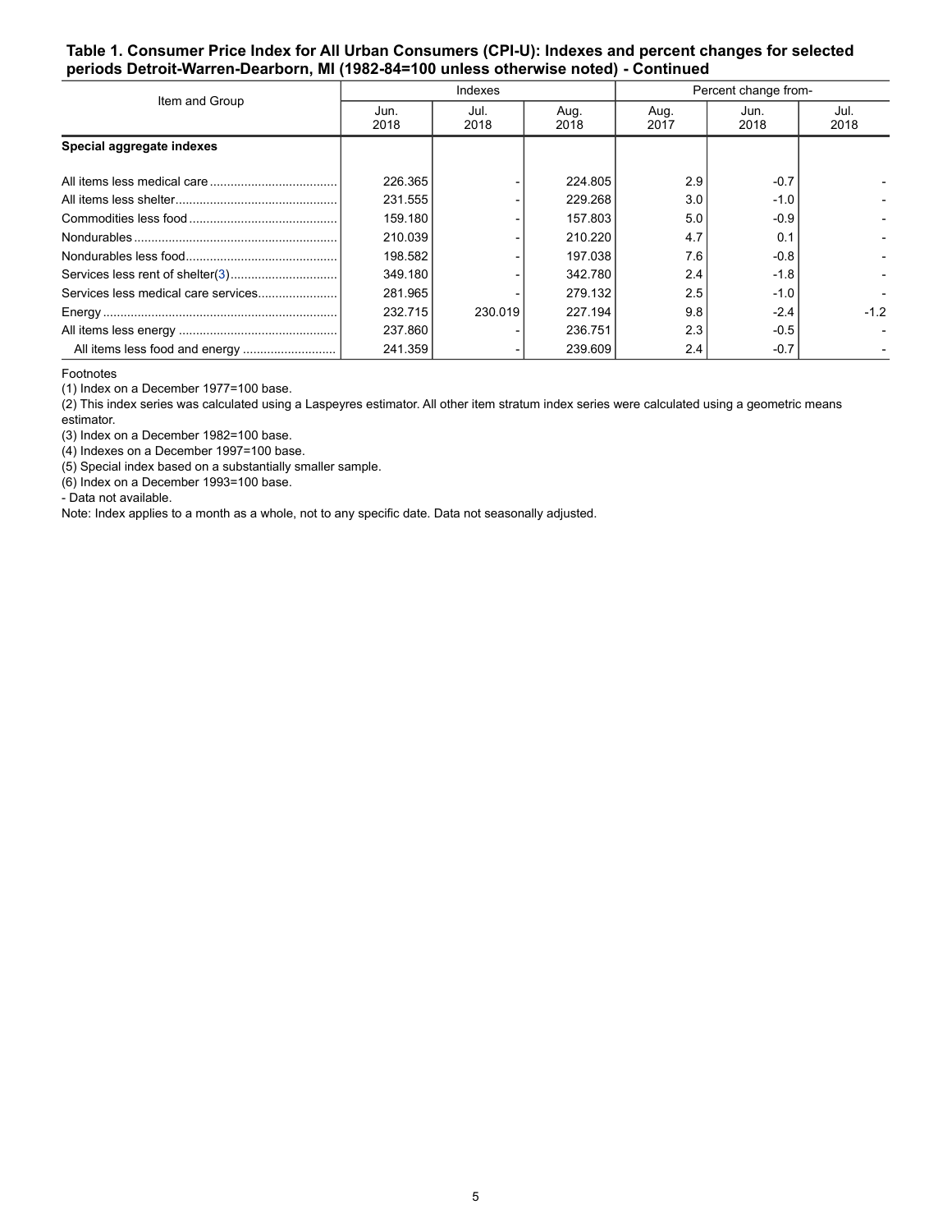**Table 1. Consumer Price Index for All Urban Consumers (CPI-U): Indexes and percent changes for selected periods Detroit-Warren-Dearborn, MI (1982-84=100 unless otherwise noted) - Continued**

| Item and Group | Indexes | | | Percent change from- | | |
|---|---|---|---|---|---|---|
| | Jun. 2018 | Jul. 2018 | Aug. 2018 | Aug. 2017 | Jun. 2018 | Jul. 2018 |
| **Special aggregate indexes** | | | | | | |
| All items less medical care | 226.365 | - | 224.805 | 2.9 | -0.7 | - |
| All items less shelter | 231.555 | - | 229.268 | 3.0 | -1.0 | - |
| Commodities less food | 159.180 | - | 157.803 | 5.0 | -0.9 | - |
| Nondurables | 210.039 | - | 210.220 | 4.7 | 0.1 | - |
| Nondurables less food | 198.582 | - | 197.038 | 7.6 | -0.8 | - |
| Services less rent of shelter(3) | 349.180 | - | 342.780 | 2.4 | -1.8 | - |
| Services less medical care services | 281.965 | - | 279.132 | 2.5 | -1.0 | - |
| Energy | 232.715 | 230.019 | 227.194 | 9.8 | -2.4 | -1.2 |
| All items less energy | 237.860 | - | 236.751 | 2.3 | -0.5 | - |
| All items less food and energy | 241.359 | - | 239.609 | 2.4 | -0.7 | - |

Footnotes
(1) Index on a December 1977=100 base.
(2) This index series was calculated using a Laspeyres estimator. All other item stratum index series were calculated using a geometric means estimator.
(3) Index on a December 1982=100 base.
(4) Indexes on a December 1997=100 base.
(5) Special index based on a substantially smaller sample.
(6) Index on a December 1993=100 base.
- Data not available.
Note: Index applies to a month as a whole, not to any specific date. Data not seasonally adjusted.